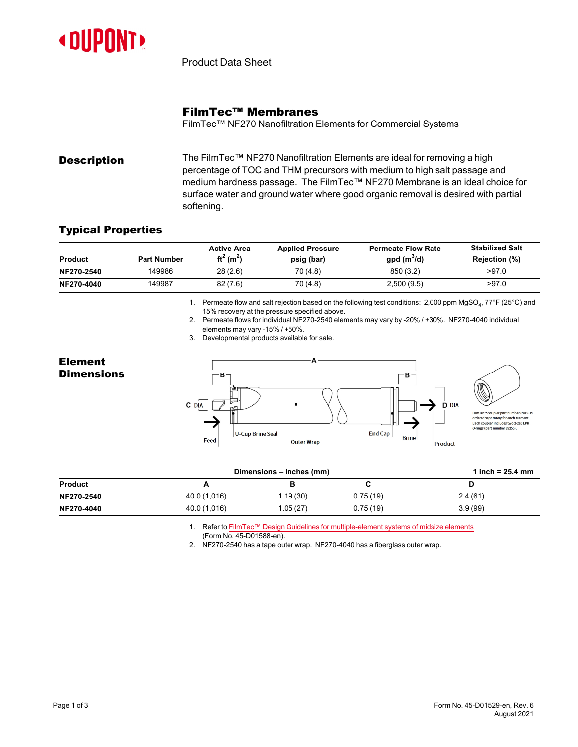Product Data Sheet

# FilmTec™ Membranes

FilmTec™ NF270 Nanofiltration Elements for Commercial Systems

## Description

The FilmTec™ NF270 Nanofiltration Elements are ideal for removing a high percentage of TOC and THM precursors with medium to high salt passage and medium hardness passage. The FilmTec™ NF270 Membrane is an ideal choice for surface water and ground water where good organic removal is desired with partial softening.

## Typical Properties

| Product | Part Number | Active Area ft² (m²) | Applied Pressure psig (bar) | Permeate Flow Rate gpd (m³/d) | Stabilized Salt Rejection (%) |
|---|---|---|---|---|---|
| **NF270-2540** | 149986 | 28 (2.6) | 70 (4.8) | 850 (3.2) | >97.0 |
| **NF270-4040** | 149987 | 82 (7.6) | 70 (4.8) | 2,500 (9.5) | >97.0 |

1. Permeate flow and salt rejection based on the following test conditions: 2,000 ppm $MgSO_4$, 77°F (25°C) and 15% recovery at the pressure specified above.
2. Permeate flows for individual NF270-2540 elements may vary by -20% / +30%. NF270-4040 individual elements may vary -15% / +50%.
3. Developmental products available for sale.

## Element Dimensions

A, B, C DIA, D DIA — Feed, U-Cup Brine Seal, Outer Wrap, End Cap, Brine, Product

FilmTec™ coupler part number 89055 is ordered separately for each element. Each coupler includes two 2-210 EPR O-rings (part number 89255).

| Product | A | B | C | D |
|---|---|---|---|---|
| | Dimensions – Inches (mm) | | | 1 inch = 25.4 mm |
| **NF270-2540** | 40.0 (1,016) | 1.19 (30) | 0.75 (19) | 2.4 (61) |
| **NF270-4040** | 40.0 (1,016) | 1.05 (27) | 0.75 (19) | 3.9 (99) |

1. Refer to FilmTec™ Design Guidelines for multiple-element systems of midsize elements (Form No. 45-D01588-en).
2. NF270-2540 has a tape outer wrap. NF270-4040 has a fiberglass outer wrap.

Form No. 45-D01529-en, Rev. 6
August 2021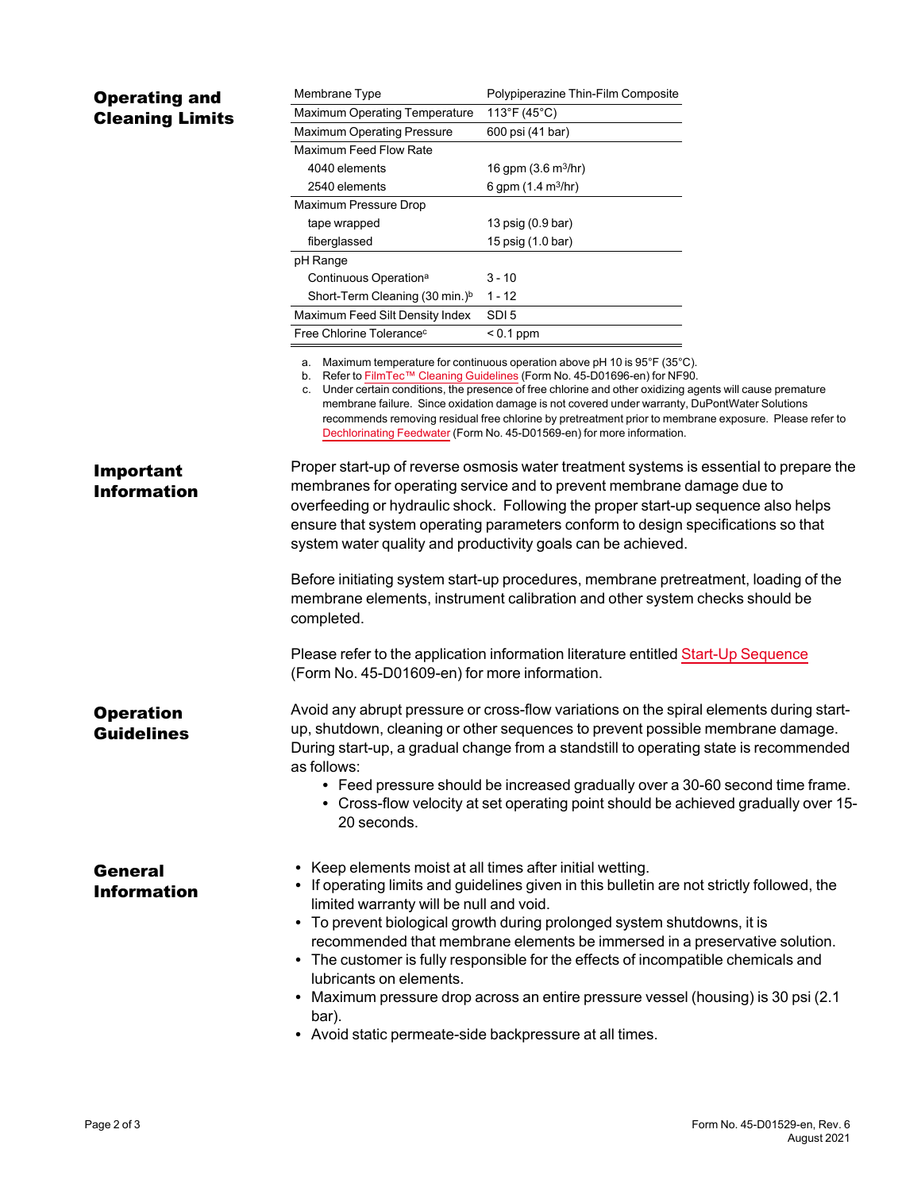## Operating and Cleaning Limits

| Membrane Type | Polypiperazine Thin-Film Composite |
|---|---|
| Maximum Operating Temperature | 113°F (45°C) |
| Maximum Operating Pressure | 600 psi (41 bar) |
| Maximum Feed Flow Rate | |
| 4040 elements | 16 gpm (3.6 $m^3$/hr) |
| 2540 elements | 6 gpm (1.4 $m^3$/hr) |
| Maximum Pressure Drop | |
| tape wrapped | 13 psig (0.9 bar) |
| fiberglassed | 15 psig (1.0 bar) |
| pH Range | |
| Continuous Operation[a] | 3 - 10 |
| Short-Term Cleaning (30 min.)[b] | 1 - 12 |
| Maximum Feed Silt Density Index | SDI 5 |
| Free Chlorine Tolerance[c] | < 0.1 ppm |

a. Maximum temperature for continuous operation above pH 10 is 95°F (35°C).
b. Refer to FilmTec™ Cleaning Guidelines (Form No. 45-D01696-en) for NF90.
c. Under certain conditions, the presence of free chlorine and other oxidizing agents will cause premature membrane failure. Since oxidation damage is not covered under warranty, DuPontWater Solutions recommends removing residual free chlorine by pretreatment prior to membrane exposure. Please refer to Dechlorinating Feedwater (Form No. 45-D01569-en) for more information.

## Important Information

Proper start-up of reverse osmosis water treatment systems is essential to prepare the membranes for operating service and to prevent membrane damage due to overfeeding or hydraulic shock. Following the proper start-up sequence also helps ensure that system operating parameters conform to design specifications so that system water quality and productivity goals can be achieved.

Before initiating system start-up procedures, membrane pretreatment, loading of the membrane elements, instrument calibration and other system checks should be completed.

Please refer to the application information literature entitled Start-Up Sequence (Form No. 45-D01609-en) for more information.

## Operation Guidelines

Avoid any abrupt pressure or cross-flow variations on the spiral elements during start-up, shutdown, cleaning or other sequences to prevent possible membrane damage. During start-up, a gradual change from a standstill to operating state is recommended as follows:

- Feed pressure should be increased gradually over a 30-60 second time frame.
- Cross-flow velocity at set operating point should be achieved gradually over 15-20 seconds.

## General Information

- Keep elements moist at all times after initial wetting.
- If operating limits and guidelines given in this bulletin are not strictly followed, the limited warranty will be null and void.
- To prevent biological growth during prolonged system shutdowns, it is recommended that membrane elements be immersed in a preservative solution.
- The customer is fully responsible for the effects of incompatible chemicals and lubricants on elements.
- Maximum pressure drop across an entire pressure vessel (housing) is 30 psi (2.1 bar).
- Avoid static permeate-side backpressure at all times.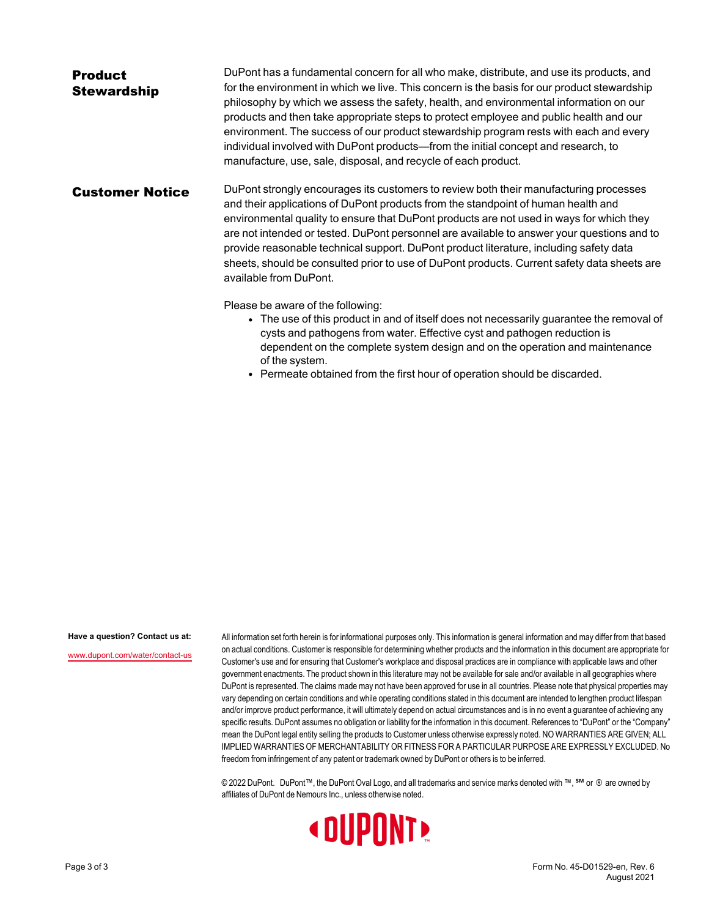## Product Stewardship

DuPont has a fundamental concern for all who make, distribute, and use its products, and for the environment in which we live. This concern is the basis for our product stewardship philosophy by which we assess the safety, health, and environmental information on our products and then take appropriate steps to protect employee and public health and our environment. The success of our product stewardship program rests with each and every individual involved with DuPont products—from the initial concept and research, to manufacture, use, sale, disposal, and recycle of each product.

## Customer Notice

DuPont strongly encourages its customers to review both their manufacturing processes and their applications of DuPont products from the standpoint of human health and environmental quality to ensure that DuPont products are not used in ways for which they are not intended or tested. DuPont personnel are available to answer your questions and to provide reasonable technical support. DuPont product literature, including safety data sheets, should be consulted prior to use of DuPont products. Current safety data sheets are available from DuPont.

Please be aware of the following:

- The use of this product in and of itself does not necessarily guarantee the removal of cysts and pathogens from water. Effective cyst and pathogen reduction is dependent on the complete system design and on the operation and maintenance of the system.
- Permeate obtained from the first hour of operation should be discarded.

**Have a question? Contact us at:**

www.dupont.com/water/contact-us

All information set forth herein is for informational purposes only. This information is general information and may differ from that based on actual conditions. Customer is responsible for determining whether products and the information in this document are appropriate for Customer's use and for ensuring that Customer's workplace and disposal practices are in compliance with applicable laws and other government enactments. The product shown in this literature may not be available for sale and/or available in all geographies where DuPont is represented. The claims made may not have been approved for use in all countries. Please note that physical properties may vary depending on certain conditions and while operating conditions stated in this document are intended to lengthen product lifespan and/or improve product performance, it will ultimately depend on actual circumstances and is in no event a guarantee of achieving any specific results. DuPont assumes no obligation or liability for the information in this document. References to "DuPont" or the "Company" mean the DuPont legal entity selling the products to Customer unless otherwise expressly noted. NO WARRANTIES ARE GIVEN; ALL IMPLIED WARRANTIES OF MERCHANTABILITY OR FITNESS FOR A PARTICULAR PURPOSE ARE EXPRESSLY EXCLUDED. No freedom from infringement of any patent or trademark owned by DuPont or others is to be inferred.

© 2022 DuPont. DuPont™, the DuPont Oval Logo, and all trademarks and service marks denoted with ™, ℠ or ® are owned by affiliates of DuPont de Nemours Inc., unless otherwise noted.

Form No. 45-D01529-en, Rev. 6
August 2021